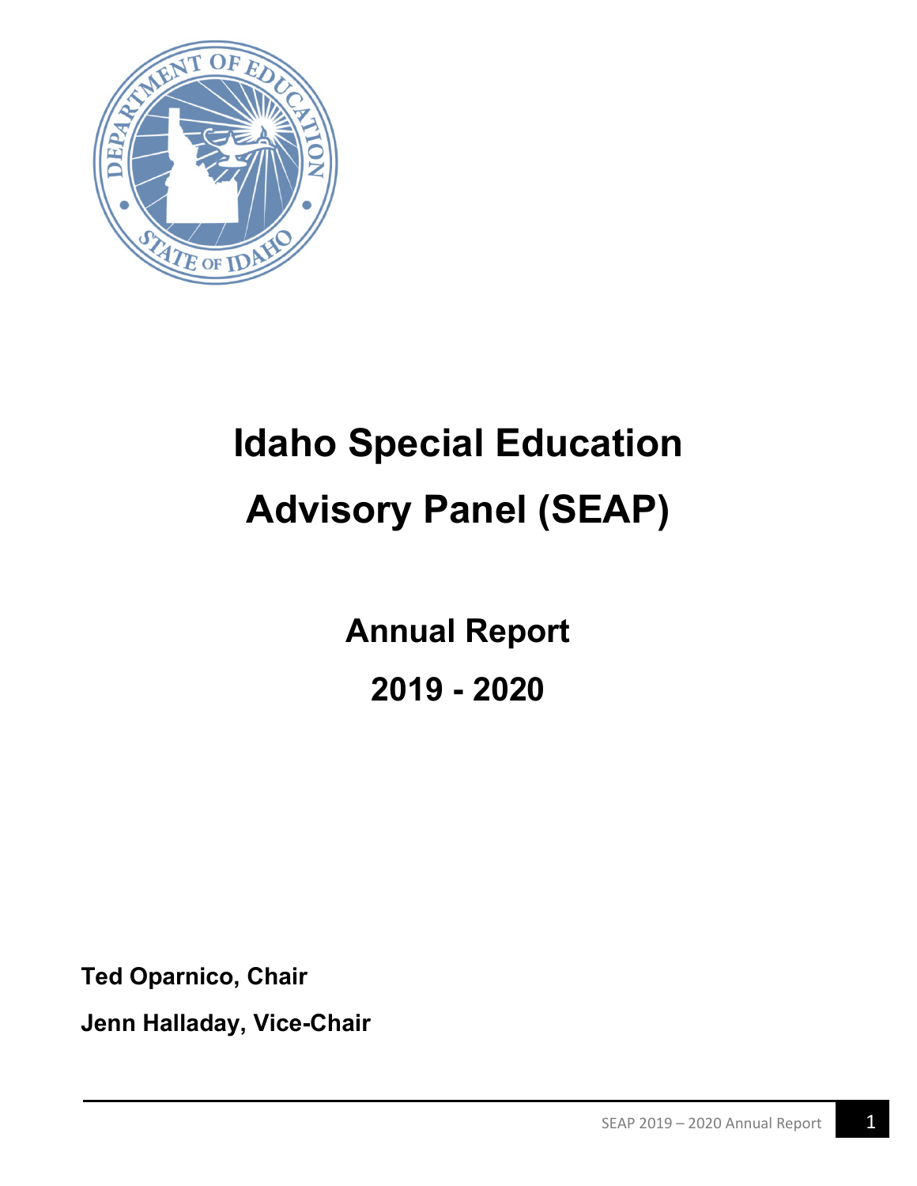# Idaho Special Education Advisory Panel (SEAP)

## Annual Report

## 2019 - 2020

**Ted Oparnico, Chair**

**Jenn Halladay, Vice-Chair**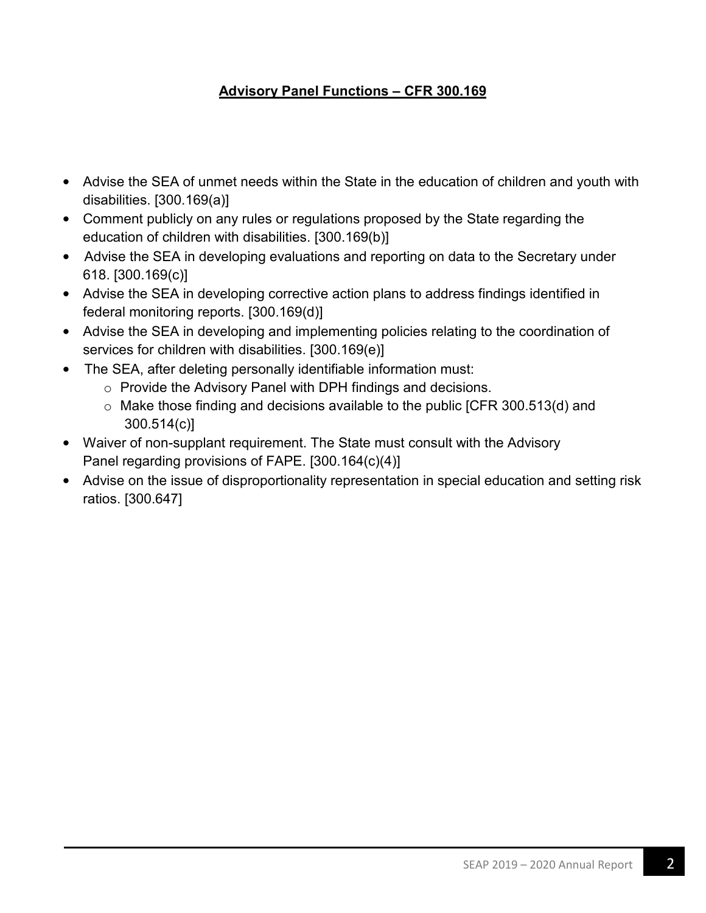## Advisory Panel Functions – CFR 300.169

- Advise the SEA of unmet needs within the State in the education of children and youth with disabilities. [300.169(a)]
- Comment publicly on any rules or regulations proposed by the State regarding the education of children with disabilities. [300.169(b)]
- Advise the SEA in developing evaluations and reporting on data to the Secretary under 618. [300.169(c)]
- Advise the SEA in developing corrective action plans to address findings identified in federal monitoring reports. [300.169(d)]
- Advise the SEA in developing and implementing policies relating to the coordination of services for children with disabilities. [300.169(e)]
- The SEA, after deleting personally identifiable information must:
  - Provide the Advisory Panel with DPH findings and decisions.
  - Make those finding and decisions available to the public [CFR 300.513(d) and 300.514(c)]
- Waiver of non-supplant requirement. The State must consult with the Advisory Panel regarding provisions of FAPE. [300.164(c)(4)]
- Advise on the issue of disproportionality representation in special education and setting risk ratios. [300.647]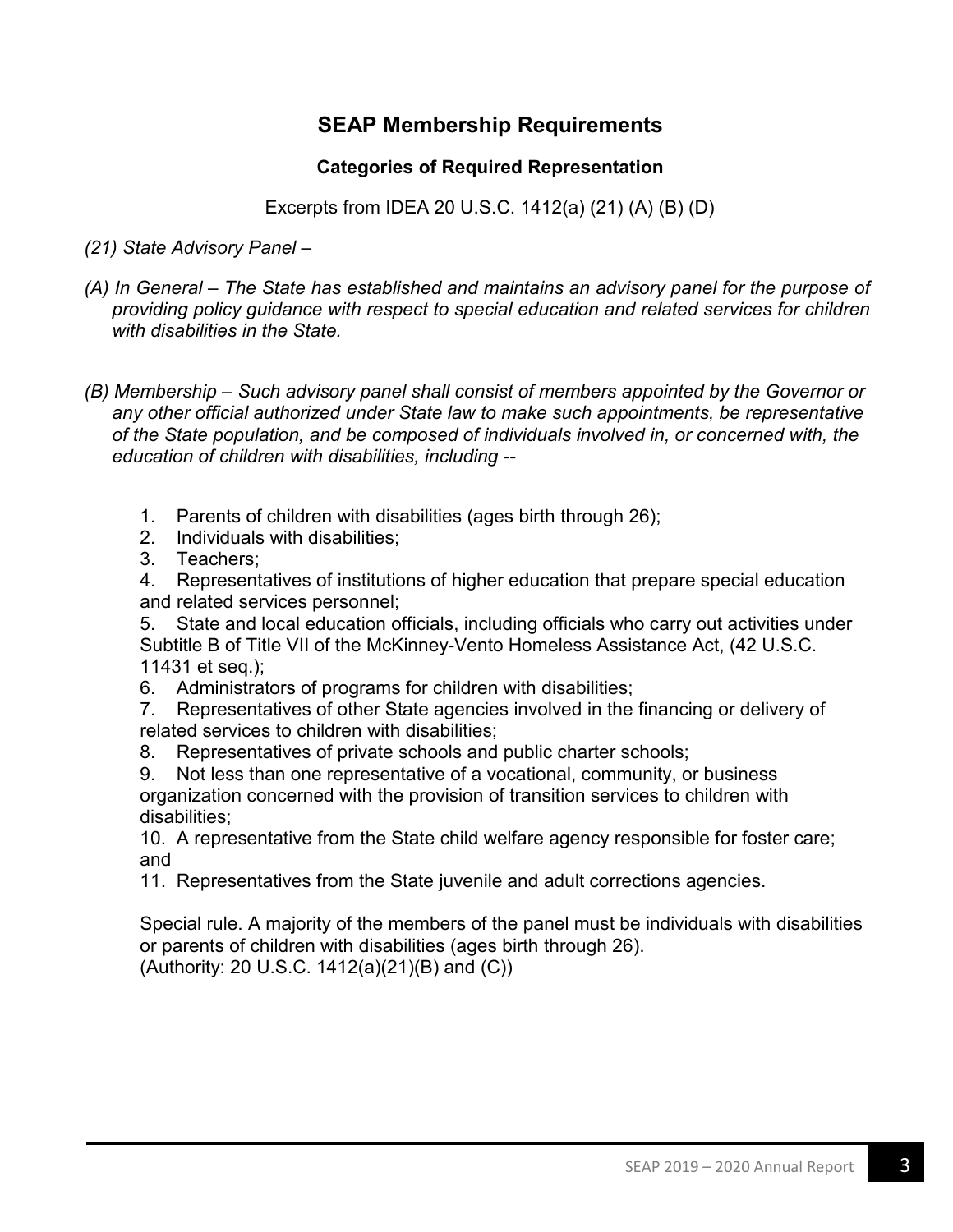## SEAP Membership Requirements

### Categories of Required Representation

Excerpts from IDEA 20 U.S.C. 1412(a) (21) (A) (B) (D)

*(21) State Advisory Panel –*

*(A) In General – The State has established and maintains an advisory panel for the purpose of providing policy guidance with respect to special education and related services for children with disabilities in the State.*

*(B) Membership – Such advisory panel shall consist of members appointed by the Governor or any other official authorized under State law to make such appointments, be representative of the State population, and be composed of individuals involved in, or concerned with, the education of children with disabilities, including --*

1. Parents of children with disabilities (ages birth through 26);
2. Individuals with disabilities;
3. Teachers;
4. Representatives of institutions of higher education that prepare special education and related services personnel;
5. State and local education officials, including officials who carry out activities under Subtitle B of Title VII of the McKinney-Vento Homeless Assistance Act, (42 U.S.C. 11431 et seq.);
6. Administrators of programs for children with disabilities;
7. Representatives of other State agencies involved in the financing or delivery of related services to children with disabilities;
8. Representatives of private schools and public charter schools;
9. Not less than one representative of a vocational, community, or business organization concerned with the provision of transition services to children with disabilities;
10. A representative from the State child welfare agency responsible for foster care; and
11. Representatives from the State juvenile and adult corrections agencies.

Special rule. A majority of the members of the panel must be individuals with disabilities or parents of children with disabilities (ages birth through 26).
(Authority: 20 U.S.C. 1412(a)(21)(B) and (C))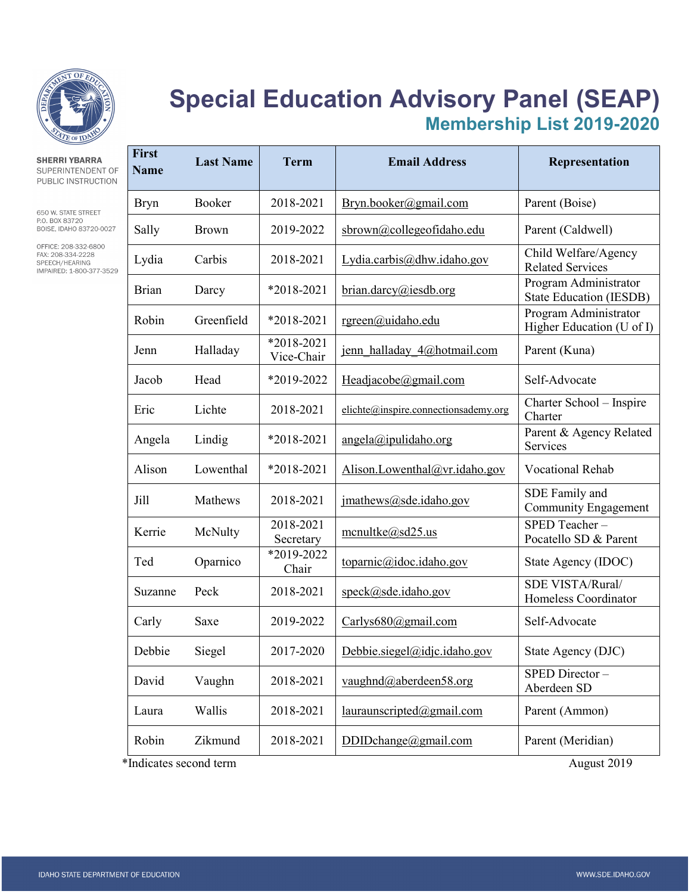# Special Education Advisory Panel (SEAP)

## Membership List 2019-2020

**SHERRI YBARRA**
SUPERINTENDENT OF PUBLIC INSTRUCTION

650 W. STATE STREET
P.O. BOX 83720
BOISE, IDAHO 83720-0027

OFFICE: 208-332-6800
FAX: 208-334-2228
SPEECH/HEARING IMPAIRED: 1-800-377-3529

| First Name | Last Name | Term | Email Address | Representation |
|---|---|---|---|---|
| Bryn | Booker | 2018-2021 | Bryn.booker@gmail.com | Parent (Boise) |
| Sally | Brown | 2019-2022 | sbrown@collegeofidaho.edu | Parent (Caldwell) |
| Lydia | Carbis | 2018-2021 | Lydia.carbis@dhw.idaho.gov | Child Welfare/Agency Related Services |
| Brian | Darcy | *2018-2021 | brian.darcy@iesdb.org | Program Administrator State Education (IESDB) |
| Robin | Greenfield | *2018-2021 | rgreen@uidaho.edu | Program Administrator Higher Education (U of I) |
| Jenn | Halladay | *2018-2021 Vice-Chair | jenn_halladay_4@hotmail.com | Parent (Kuna) |
| Jacob | Head | *2019-2022 | Headjacobe@gmail.com | Self-Advocate |
| Eric | Lichte | 2018-2021 | elichte@inspire.connectionsademy.org | Charter School – Inspire Charter |
| Angela | Lindig | *2018-2021 | angela@ipulidaho.org | Parent & Agency Related Services |
| Alison | Lowenthal | *2018-2021 | Alison.Lowenthal@vr.idaho.gov | Vocational Rehab |
| Jill | Mathews | 2018-2021 | jmathews@sde.idaho.gov | SDE Family and Community Engagement |
| Kerrie | McNulty | 2018-2021 Secretary | mcnultke@sd25.us | SPED Teacher – Pocatello SD & Parent |
| Ted | Oparnico | *2019-2022 Chair | toparnic@idoc.idaho.gov | State Agency (IDOC) |
| Suzanne | Peck | 2018-2021 | speck@sde.idaho.gov | SDE VISTA/Rural/ Homeless Coordinator |
| Carly | Saxe | 2019-2022 | Carlys680@gmail.com | Self-Advocate |
| Debbie | Siegel | 2017-2020 | Debbie.siegel@idjc.idaho.gov | State Agency (DJC) |
| David | Vaughn | 2018-2021 | vaughnd@aberdeen58.org | SPED Director – Aberdeen SD |
| Laura | Wallis | 2018-2021 | lauraunscripted@gmail.com | Parent (Ammon) |
| Robin | Zikmund | 2018-2021 | DDIDchange@gmail.com | Parent (Meridian) |

*Indicates second term

August 2019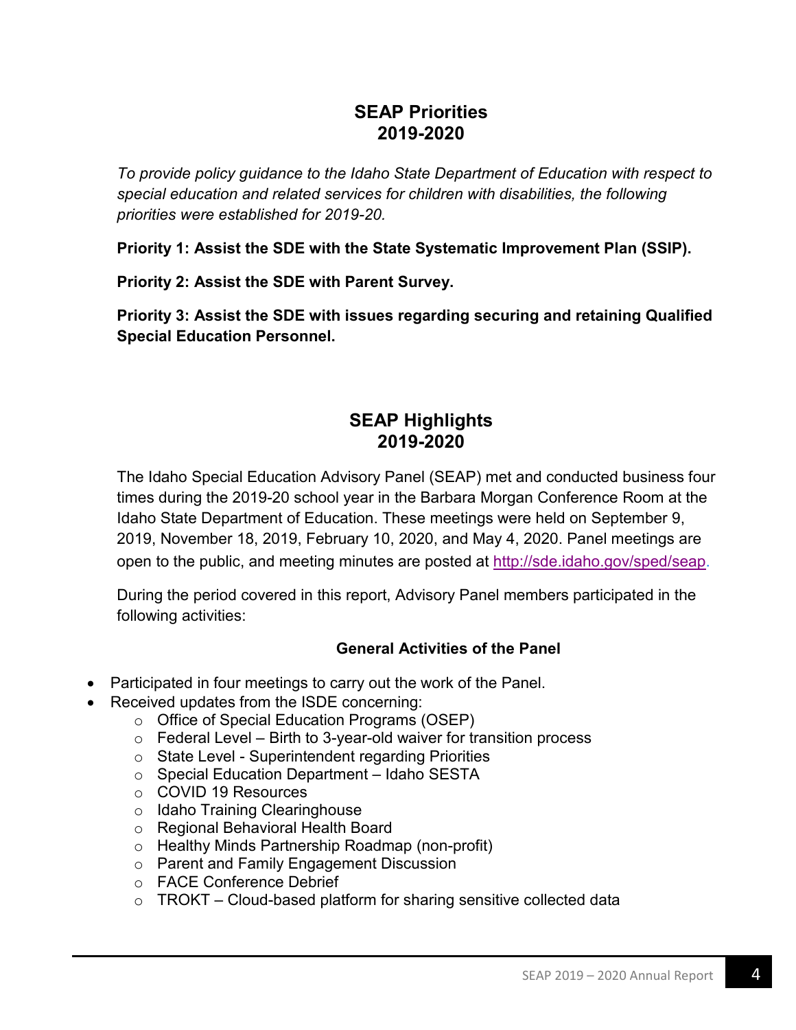## SEAP Priorities 2019-2020

*To provide policy guidance to the Idaho State Department of Education with respect to special education and related services for children with disabilities, the following priorities were established for 2019-20.*

**Priority 1: Assist the SDE with the State Systematic Improvement Plan (SSIP).**

**Priority 2: Assist the SDE with Parent Survey.**

**Priority 3: Assist the SDE with issues regarding securing and retaining Qualified Special Education Personnel.**

## SEAP Highlights 2019-2020

The Idaho Special Education Advisory Panel (SEAP) met and conducted business four times during the 2019-20 school year in the Barbara Morgan Conference Room at the Idaho State Department of Education. These meetings were held on September 9, 2019, November 18, 2019, February 10, 2020, and May 4, 2020. Panel meetings are open to the public, and meeting minutes are posted at [http://sde.idaho.gov/sped/seap](http://sde.idaho.gov/sped/seap).

During the period covered in this report, Advisory Panel members participated in the following activities:

### General Activities of the Panel

- Participated in four meetings to carry out the work of the Panel.
- Received updates from the ISDE concerning:
    - Office of Special Education Programs (OSEP)
    - Federal Level – Birth to 3-year-old waiver for transition process
    - State Level - Superintendent regarding Priorities
    - Special Education Department – Idaho SESTA
    - COVID 19 Resources
    - Idaho Training Clearinghouse
    - Regional Behavioral Health Board
    - Healthy Minds Partnership Roadmap (non-profit)
    - Parent and Family Engagement Discussion
    - FACE Conference Debrief
    - TROKT – Cloud-based platform for sharing sensitive collected data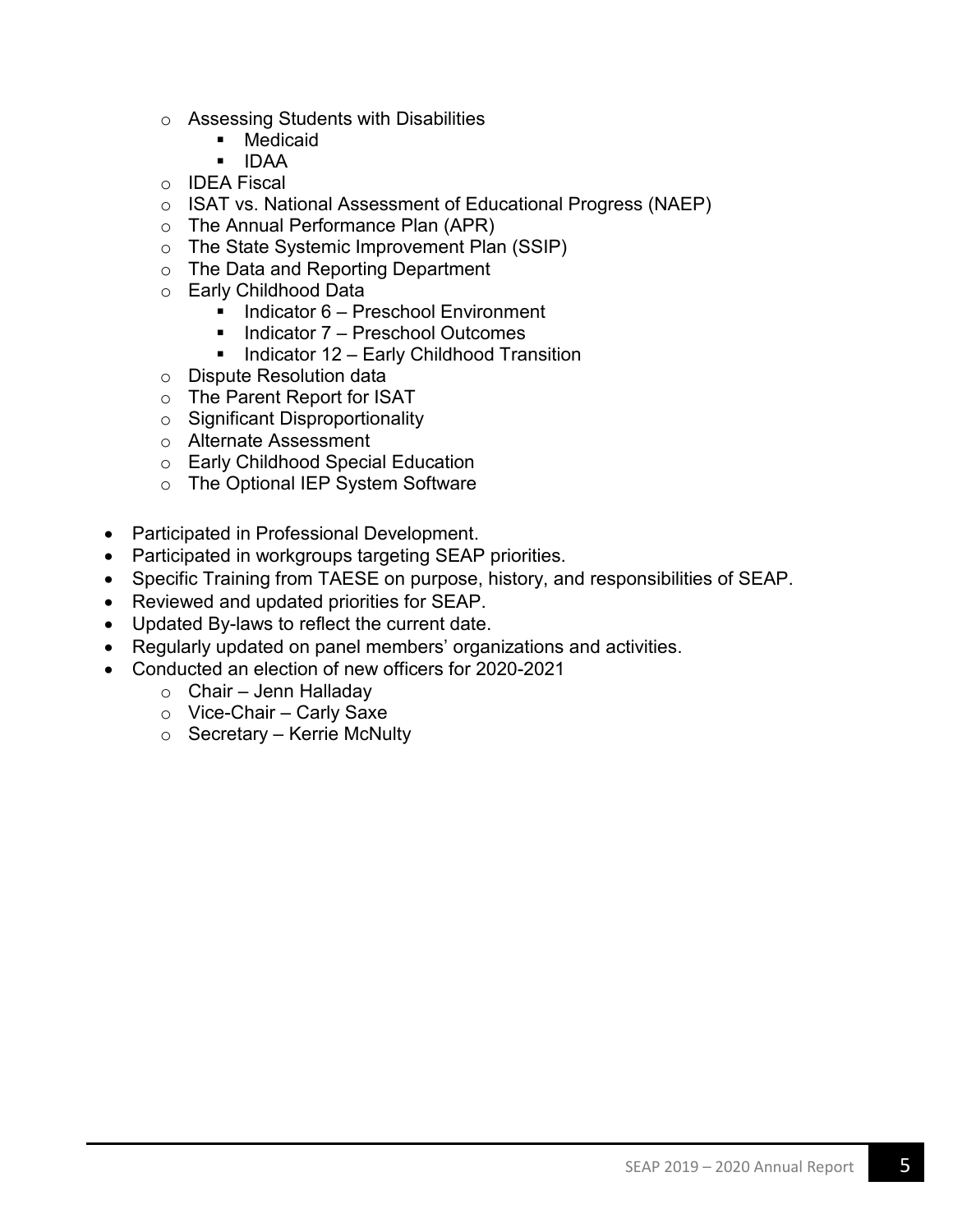- Assessing Students with Disabilities
    - Medicaid
    - IDAA
  - IDEA Fiscal
  - ISAT vs. National Assessment of Educational Progress (NAEP)
  - The Annual Performance Plan (APR)
  - The State Systemic Improvement Plan (SSIP)
  - The Data and Reporting Department
  - Early Childhood Data
    - Indicator 6 – Preschool Environment
    - Indicator 7 – Preschool Outcomes
    - Indicator 12 – Early Childhood Transition
  - Dispute Resolution data
  - The Parent Report for ISAT
  - Significant Disproportionality
  - Alternate Assessment
  - Early Childhood Special Education
  - The Optional IEP System Software

- Participated in Professional Development.
- Participated in workgroups targeting SEAP priorities.
- Specific Training from TAESE on purpose, history, and responsibilities of SEAP.
- Reviewed and updated priorities for SEAP.
- Updated By-laws to reflect the current date.
- Regularly updated on panel members' organizations and activities.
- Conducted an election of new officers for 2020-2021
  - Chair – Jenn Halladay
  - Vice-Chair – Carly Saxe
  - Secretary – Kerrie McNulty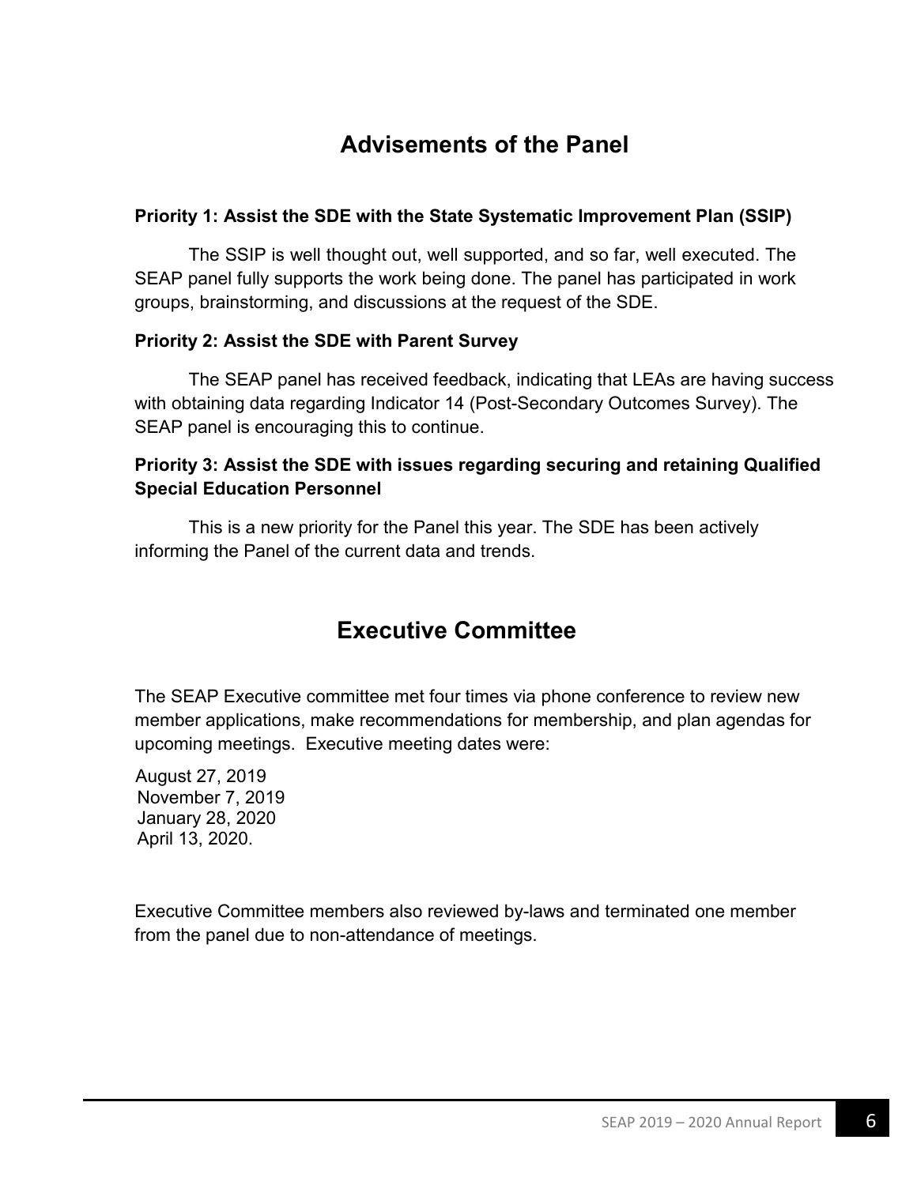## Advisements of the Panel

**Priority 1: Assist the SDE with the State Systematic Improvement Plan (SSIP)**

The SSIP is well thought out, well supported, and so far, well executed. The SEAP panel fully supports the work being done. The panel has participated in work groups, brainstorming, and discussions at the request of the SDE.

**Priority 2: Assist the SDE with Parent Survey**

The SEAP panel has received feedback, indicating that LEAs are having success with obtaining data regarding Indicator 14 (Post-Secondary Outcomes Survey). The SEAP panel is encouraging this to continue.

**Priority 3: Assist the SDE with issues regarding securing and retaining Qualified Special Education Personnel**

This is a new priority for the Panel this year. The SDE has been actively informing the Panel of the current data and trends.

## Executive Committee

The SEAP Executive committee met four times via phone conference to review new member applications, make recommendations for membership, and plan agendas for upcoming meetings. Executive meeting dates were:

August 27, 2019
November 7, 2019
January 28, 2020
April 13, 2020.

Executive Committee members also reviewed by-laws and terminated one member from the panel due to non-attendance of meetings.